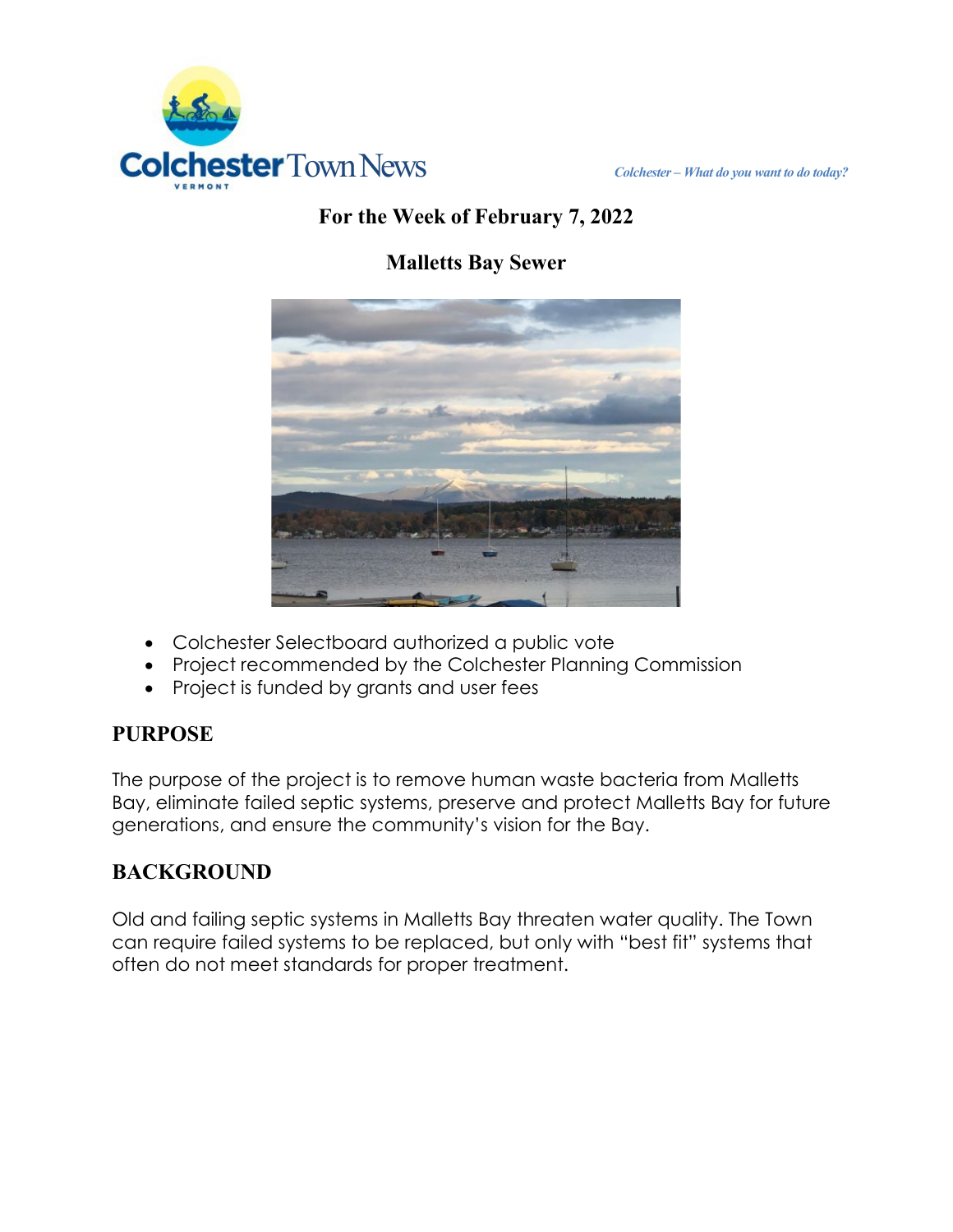Colchester Town News

VERMONT

*Colchester – What do you want to do today?*

## For the Week of February 7, 2022

## Malletts Bay Sewer

- Colchester Selectboard authorized a public vote
- Project recommended by the Colchester Planning Commission
- Project is funded by grants and user fees

### PURPOSE

The purpose of the project is to remove human waste bacteria from Malletts Bay, eliminate failed septic systems, preserve and protect Malletts Bay for future generations, and ensure the community's vision for the Bay.

### BACKGROUND

Old and failing septic systems in Malletts Bay threaten water quality. The Town can require failed systems to be replaced, but only with "best fit" systems that often do not meet standards for proper treatment.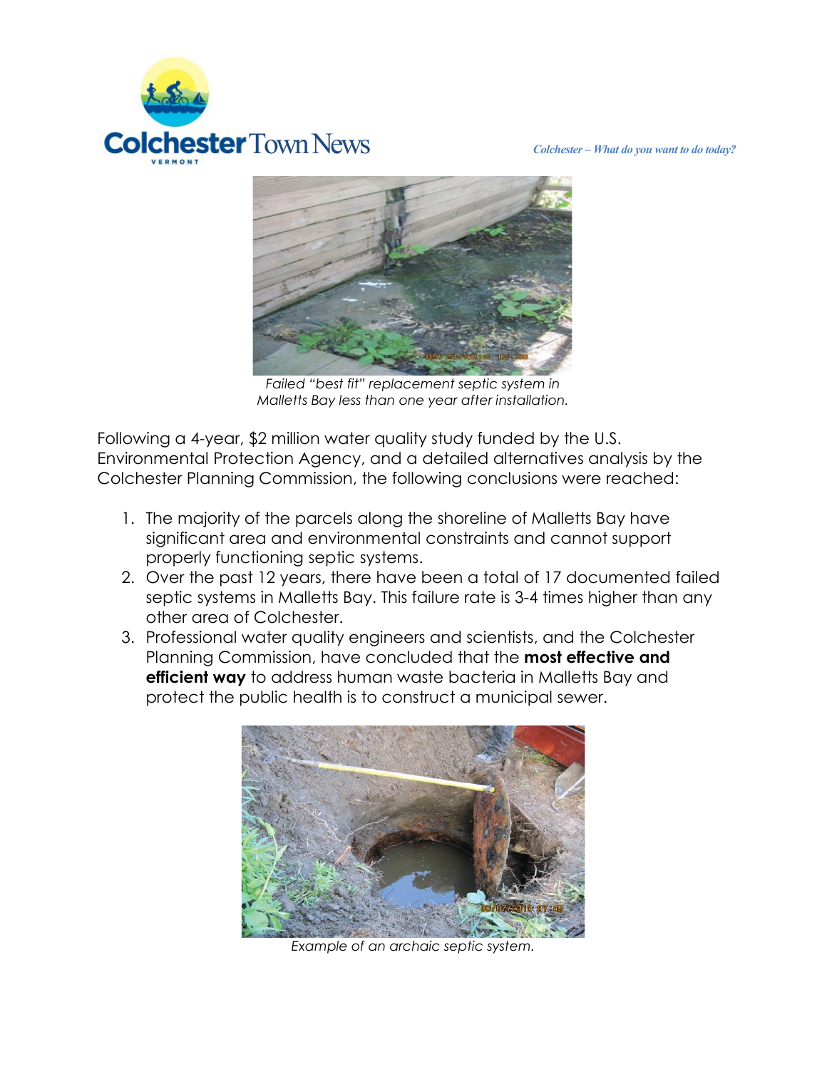*Failed "best fit" replacement septic system in Malletts Bay less than one year after installation.*

Following a 4-year, $2 million water quality study funded by the U.S. Environmental Protection Agency, and a detailed alternatives analysis by the Colchester Planning Commission, the following conclusions were reached:

1. The majority of the parcels along the shoreline of Malletts Bay have significant area and environmental constraints and cannot support properly functioning septic systems.
2. Over the past 12 years, there have been a total of 17 documented failed septic systems in Malletts Bay. This failure rate is 3-4 times higher than any other area of Colchester.
3. Professional water quality engineers and scientists, and the Colchester Planning Commission, have concluded that the **most effective and efficient way** to address human waste bacteria in Malletts Bay and protect the public health is to construct a municipal sewer.

*Example of an archaic septic system.*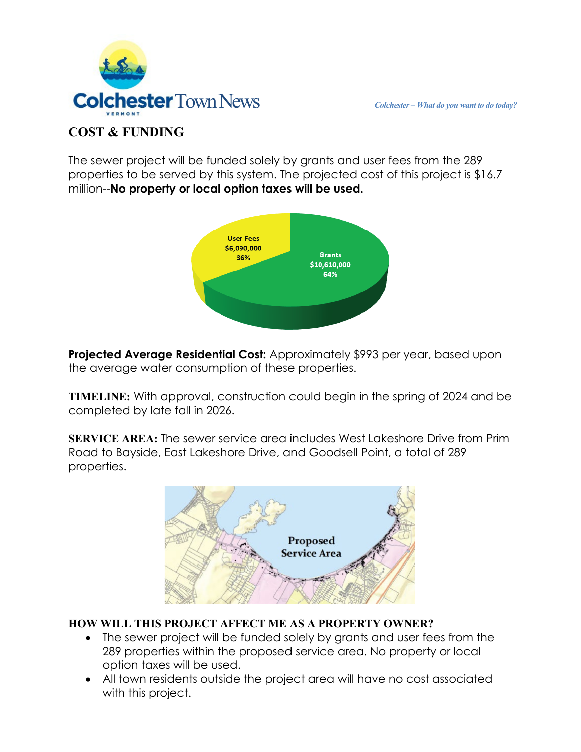# Colchester Town News

*Colchester – What do you want to do today?*

## COST & FUNDING

The sewer project will be funded solely by grants and user fees from the 289 properties to be served by this system. The projected cost of this project is $16.7 million--**No property or local option taxes will be used.**

User Fees
$6,090,000
36%

Grants
$10,610,000
64%

**Projected Average Residential Cost:** Approximately $993 per year, based upon the average water consumption of these properties.

**TIMELINE:** With approval, construction could begin in the spring of 2024 and be completed by late fall in 2026.

**SERVICE AREA:** The sewer service area includes West Lakeshore Drive from Prim Road to Bayside, East Lakeshore Drive, and Goodsell Point, a total of 289 properties.

Proposed Service Area

### HOW WILL THIS PROJECT AFFECT ME AS A PROPERTY OWNER?

- The sewer project will be funded solely by grants and user fees from the 289 properties within the proposed service area. No property or local option taxes will be used.
- All town residents outside the project area will have no cost associated with this project.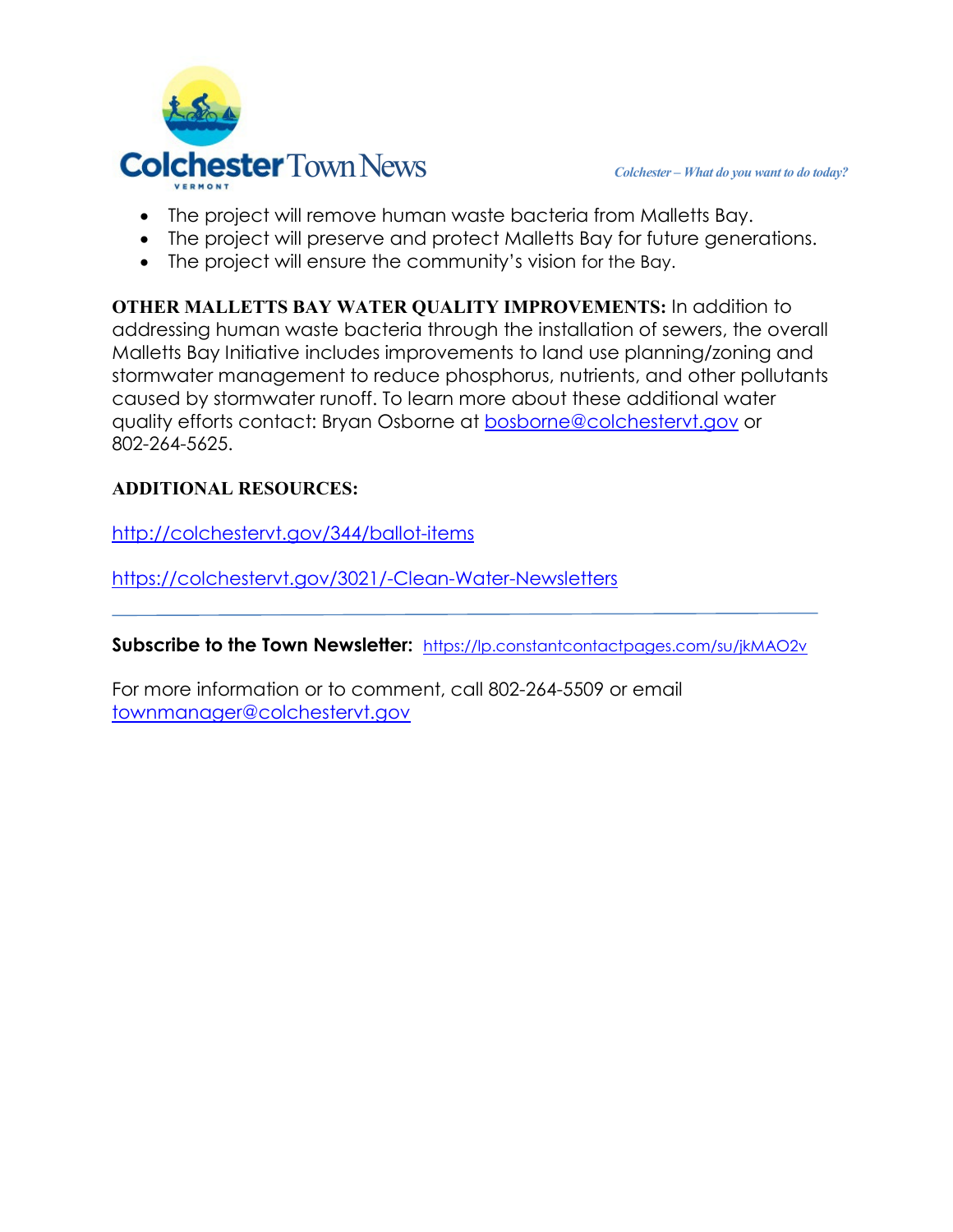- The project will remove human waste bacteria from Malletts Bay.
- The project will preserve and protect Malletts Bay for future generations.
- The project will ensure the community's vision for the Bay.

**OTHER MALLETTS BAY WATER QUALITY IMPROVEMENTS:** In addition to addressing human waste bacteria through the installation of sewers, the overall Malletts Bay Initiative includes improvements to land use planning/zoning and stormwater management to reduce phosphorus, nutrients, and other pollutants caused by stormwater runoff. To learn more about these additional water quality efforts contact: Bryan Osborne at bosborne@colchestervt.gov or 802-264-5625.

**ADDITIONAL RESOURCES:**

http://colchestervt.gov/344/ballot-items

https://colchestervt.gov/3021/-Clean-Water-Newsletters

---

**Subscribe to the Town Newsletter:** https://lp.constantcontactpages.com/su/jkMAO2v

For more information or to comment, call 802-264-5509 or email townmanager@colchestervt.gov